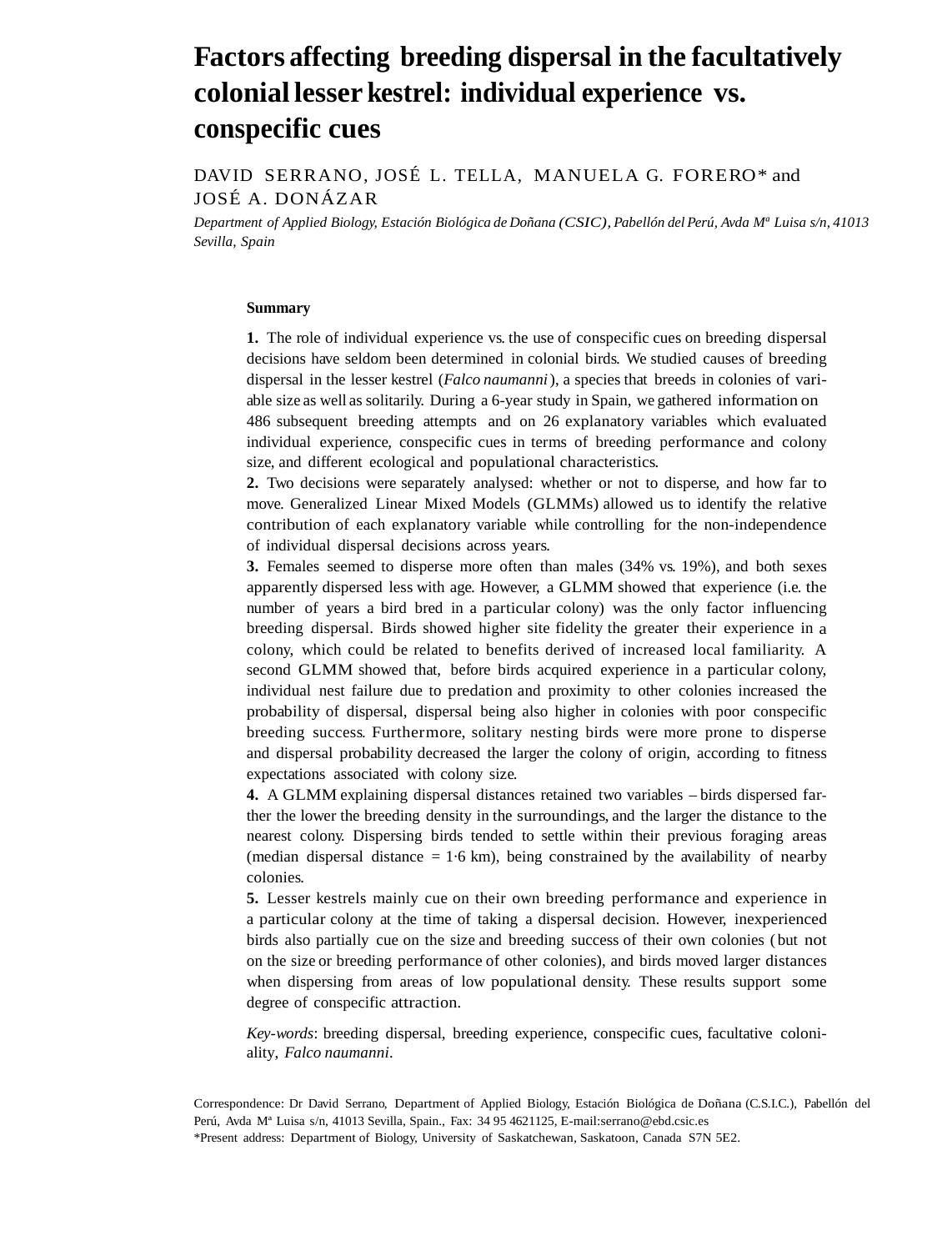# Factors affecting breeding dispersal in the facultatively colonial lesser kestrel: individual experience vs. conspecific cues

DAVID SERRANO, JOSÉ L. TELLA, MANUELA G. FORERO* and JOSÉ A. DONÁZAR

*Department of Applied Biology, Estación Biológica de Doñana (CSIC), Pabellón del Perú, Avda Mª Luisa s/n, 41013 Sevilla, Spain*

## Summary

**1.** The role of individual experience vs. the use of conspecific cues on breeding dispersal decisions have seldom been determined in colonial birds. We studied causes of breeding dispersal in the lesser kestrel (*Falco naumanni*), a species that breeds in colonies of variable size as well as solitarily. During a 6-year study in Spain, we gathered information on 486 subsequent breeding attempts and on 26 explanatory variables which evaluated individual experience, conspecific cues in terms of breeding performance and colony size, and different ecological and populational characteristics.

**2.** Two decisions were separately analysed: whether or not to disperse, and how far to move. Generalized Linear Mixed Models (GLMMs) allowed us to identify the relative contribution of each explanatory variable while controlling for the non-independence of individual dispersal decisions across years.

**3.** Females seemed to disperse more often than males (34% vs. 19%), and both sexes apparently dispersed less with age. However, a GLMM showed that experience (i.e. the number of years a bird bred in a particular colony) was the only factor influencing breeding dispersal. Birds showed higher site fidelity the greater their experience in a colony, which could be related to benefits derived of increased local familiarity. A second GLMM showed that, before birds acquired experience in a particular colony, individual nest failure due to predation and proximity to other colonies increased the probability of dispersal, dispersal being also higher in colonies with poor conspecific breeding success. Furthermore, solitary nesting birds were more prone to disperse and dispersal probability decreased the larger the colony of origin, according to fitness expectations associated with colony size.

**4.** A GLMM explaining dispersal distances retained two variables – birds dispersed farther the lower the breeding density in the surroundings, and the larger the distance to the nearest colony. Dispersing birds tended to settle within their previous foraging areas (median dispersal distance = 1·6 km), being constrained by the availability of nearby colonies.

**5.** Lesser kestrels mainly cue on their own breeding performance and experience in a particular colony at the time of taking a dispersal decision. However, inexperienced birds also partially cue on the size and breeding success of their own colonies (but not on the size or breeding performance of other colonies), and birds moved larger distances when dispersing from areas of low populational density. These results support some degree of conspecific attraction.

*Key-words*: breeding dispersal, breeding experience, conspecific cues, facultative coloniality, *Falco naumanni*.

Correspondence: Dr David Serrano, Department of Applied Biology, Estación Biológica de Doñana (C.S.I.C.), Pabellón del Perú, Avda Mª Luisa s/n, 41013 Sevilla, Spain., Fax: 34 95 4621125, E-mail:serrano@ebd.csic.es

*Present address: Department of Biology, University of Saskatchewan, Saskatoon, Canada S7N 5E2.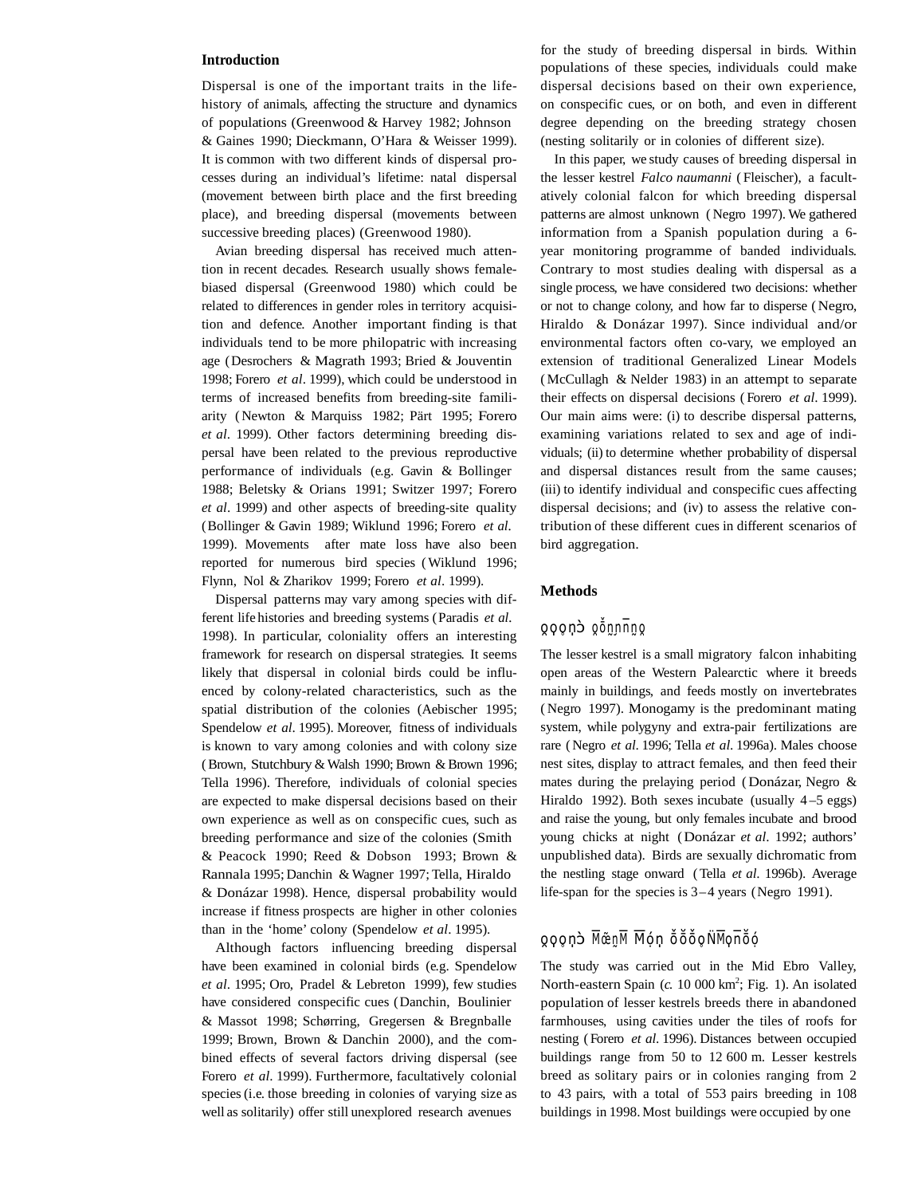## Introduction

Dispersal is one of the important traits in the life-history of animals, affecting the structure and dynamics of populations (Greenwood & Harvey 1982; Johnson & Gaines 1990; Dieckmann, O'Hara & Weisser 1999). It is common with two different kinds of dispersal processes during an individual's lifetime: natal dispersal (movement between birth place and the first breeding place), and breeding dispersal (movements between successive breeding places) (Greenwood 1980).

Avian breeding dispersal has received much attention in recent decades. Research usually shows female-biased dispersal (Greenwood 1980) which could be related to differences in gender roles in territory acquisition and defence. Another important finding is that individuals tend to be more philopatric with increasing age (Desrochers & Magrath 1993; Bried & Jouventin 1998; Forero *et al*. 1999), which could be understood in terms of increased benefits from breeding-site familiarity (Newton & Marquiss 1982; Pärt 1995; Forero *et al*. 1999). Other factors determining breeding dispersal have been related to the previous reproductive performance of individuals (e.g. Gavin & Bollinger 1988; Beletsky & Orians 1991; Switzer 1997; Forero *et al*. 1999) and other aspects of breeding-site quality (Bollinger & Gavin 1989; Wiklund 1996; Forero *et al*. 1999). Movements after mate loss have also been reported for numerous bird species (Wiklund 1996; Flynn, Nol & Zharikov 1999; Forero *et al*. 1999).

Dispersal patterns may vary among species with different life histories and breeding systems (Paradis *et al*. 1998). In particular, coloniality offers an interesting framework for research on dispersal strategies. It seems likely that dispersal in colonial birds could be influenced by colony-related characteristics, such as the spatial distribution of the colonies (Aebischer 1995; Spendelow *et al*. 1995). Moreover, fitness of individuals is known to vary among colonies and with colony size (Brown, Stutchbury & Walsh 1990; Brown & Brown 1996; Tella 1996). Therefore, individuals of colonial species are expected to make dispersal decisions based on their own experience as well as on conspecific cues, such as breeding performance and size of the colonies (Smith & Peacock 1990; Reed & Dobson 1993; Brown & Rannala 1995; Danchin & Wagner 1997; Tella, Hiraldo & Donázar 1998). Hence, dispersal probability would increase if fitness prospects are higher in other colonies than in the 'home' colony (Spendelow *et al*. 1995).

Although factors influencing breeding dispersal have been examined in colonial birds (e.g. Spendelow *et al*. 1995; Oro, Pradel & Lebreton 1999), few studies have considered conspecific cues (Danchin, Boulinier & Massot 1998; Schørring, Gregersen & Bregnballe 1999; Brown, Brown & Danchin 2000), and the combined effects of several factors driving dispersal (see Forero *et al*. 1999). Furthermore, facultatively colonial species (i.e. those breeding in colonies of varying size as well as solitarily) offer still unexplored research avenues for the study of breeding dispersal in birds. Within populations of these species, individuals could make dispersal decisions based on their own experience, on conspecific cues, or on both, and even in different degree depending on the breeding strategy chosen (nesting solitarily or in colonies of different size).

In this paper, we study causes of breeding dispersal in the lesser kestrel *Falco naumanni* (Fleischer), a facultatively colonial falcon for which breeding dispersal patterns are almost unknown (Negro 1997). We gathered information from a Spanish population during a 6-year monitoring programme of banded individuals. Contrary to most studies dealing with dispersal as a single process, we have considered two decisions: whether or not to change colony, and how far to disperse (Negro, Hiraldo & Donázar 1997). Since individual and/or environmental factors often co-vary, we employed an extension of traditional Generalized Linear Models (McCullagh & Nelder 1983) in an attempt to separate their effects on dispersal decisions (Forero *et al*. 1999). Our main aims were: (i) to describe dispersal patterns, examining variations related to sex and age of individuals; (ii) to determine whether probability of dispersal and dispersal distances result from the same causes; (iii) to identify individual and conspecific cues affecting dispersal decisions; and (iv) to assess the relative contribution of these different cues in different scenarios of bird aggregation.

## Methods

### *Study species*

The lesser kestrel is a small migratory falcon inhabiting open areas of the Western Palearctic where it breeds mainly in buildings, and feeds mostly on invertebrates (Negro 1997). Monogamy is the predominant mating system, while polygyny and extra-pair fertilizations are rare (Negro *et al*. 1996; Tella *et al*. 1996a). Males choose nest sites, display to attract females, and then feed their mates during the prelaying period (Donázar, Negro & Hiraldo 1992). Both sexes incubate (usually 4–5 eggs) and raise the young, but only females incubate and brood young chicks at night (Donázar *et al*. 1992; authors' unpublished data). Birds are sexually dichromatic from the nestling stage onward (Tella *et al*. 1996b). Average life-span for the species is 3–4 years (Negro 1991).

### *Study area and population*

The study was carried out in the Mid Ebro Valley, North-eastern Spain (*c*. 10 000 km$^2$; Fig. 1). An isolated population of lesser kestrels breeds there in abandoned farmhouses, using cavities under the tiles of roofs for nesting (Forero *et al*. 1996). Distances between occupied buildings range from 50 to 12 600 m. Lesser kestrels breed as solitary pairs or in colonies ranging from 2 to 43 pairs, with a total of 553 pairs breeding in 108 buildings in 1998. Most buildings were occupied by one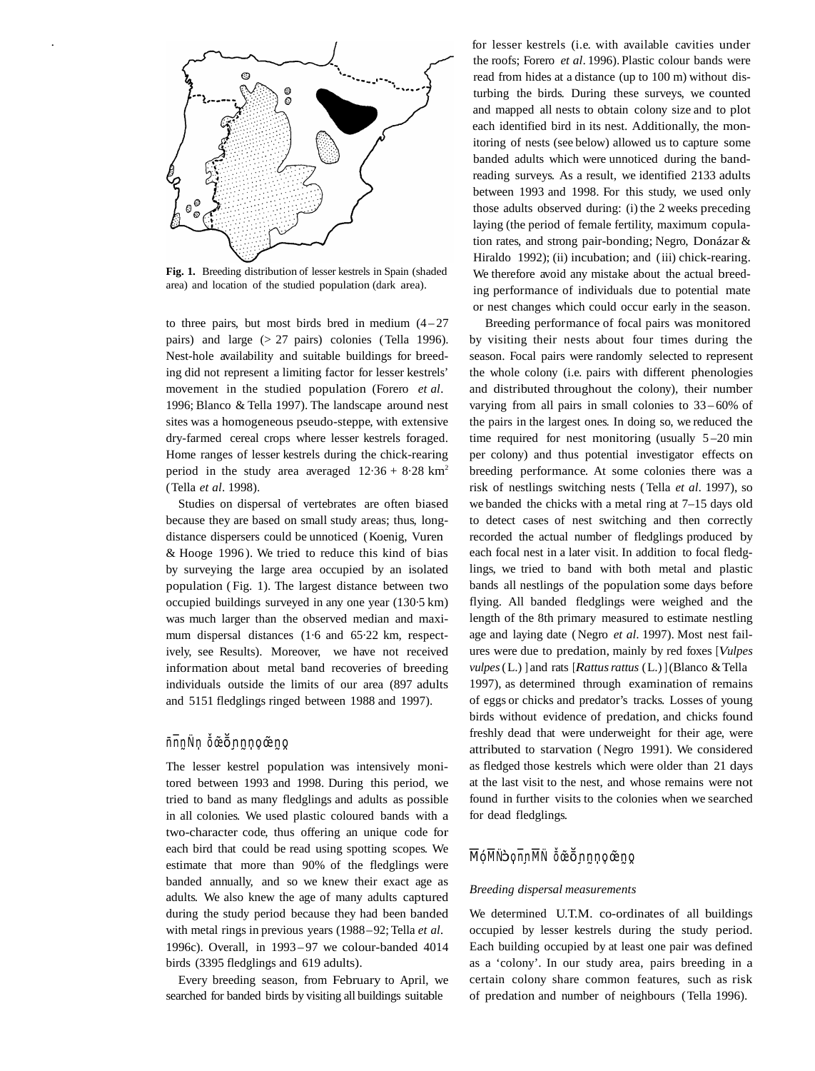Fig. 1. Breeding distribution of lesser kestrels in Spain (shaded area) and location of the studied population (dark area).

to three pairs, but most birds bred in medium (4–27 pairs) and large (> 27 pairs) colonies (Tella 1996). Nest-hole availability and suitable buildings for breeding did not represent a limiting factor for lesser kestrels' movement in the studied population (Forero *et al*. 1996; Blanco & Tella 1997). The landscape around nest sites was a homogeneous pseudo-steppe, with extensive dry-farmed cereal crops where lesser kestrels foraged. Home ranges of lesser kestrels during the chick-rearing period in the study area averaged 12·36 + 8·28 km$^2$ (Tella *et al*. 1998).

Studies on dispersal of vertebrates are often biased because they are based on small study areas; thus, long-distance dispersers could be unnoticed (Koenig, Vuren & Hooge 1996). We tried to reduce this kind of bias by surveying the large area occupied by an isolated population (Fig. 1). The largest distance between two occupied buildings surveyed in any one year (130·5 km) was much larger than the observed median and maximum dispersal distances (1·6 and 65·22 km, respectively, see Results). Moreover, we have not received information about metal band recoveries of breeding individuals outside the limits of our area (897 adults and 5151 fledglings ringed between 1988 and 1997).

## Field procedures

The lesser kestrel population was intensively monitored between 1993 and 1998. During this period, we tried to band as many fledglings and adults as possible in all colonies. We used plastic coloured bands with a two-character code, thus offering an unique code for each bird that could be read using spotting scopes. We estimate that more than 90% of the fledglings were banded annually, and so we knew their exact age as adults. We also knew the age of many adults captured during the study period because they had been banded with metal rings in previous years (1988–92; Tella *et al*. 1996c). Overall, in 1993–97 we colour-banded 4014 birds (3395 fledglings and 619 adults).

Every breeding season, from February to April, we searched for banded birds by visiting all buildings suitable for lesser kestrels (i.e. with available cavities under the roofs; Forero *et al*. 1996). Plastic colour bands were read from hides at a distance (up to 100 m) without disturbing the birds. During these surveys, we counted and mapped all nests to obtain colony size and to plot each identified bird in its nest. Additionally, the monitoring of nests (see below) allowed us to capture some banded adults which were unnoticed during the band-reading surveys. As a result, we identified 2133 adults between 1993 and 1998. For this study, we used only those adults observed during: (i) the 2 weeks preceding laying (the period of female fertility, maximum copulation rates, and strong pair-bonding; Negro, Donázar & Hiraldo 1992); (ii) incubation; and (iii) chick-rearing. We therefore avoid any mistake about the actual breeding performance of individuals due to potential mate or nest changes which could occur early in the season.

Breeding performance of focal pairs was monitored by visiting their nests about four times during the season. Focal pairs were randomly selected to represent the whole colony (i.e. pairs with different phenologies and distributed throughout the colony), their number varying from all pairs in small colonies to 33–60% of the pairs in the largest ones. In doing so, we reduced the time required for nest monitoring (usually 5–20 min per colony) and thus potential investigator effects on breeding performance. At some colonies there was a risk of nestlings switching nests (Tella *et al*. 1997), so we banded the chicks with a metal ring at 7–15 days old to detect cases of nest switching and then correctly recorded the actual number of fledglings produced by each focal nest in a later visit. In addition to focal fledglings, we tried to band with both metal and plastic bands all nestlings of the population some days before flying. All banded fledglings were weighed and the length of the 8th primary measured to estimate nestling age and laying date (Negro *et al*. 1997). Most nest failures were due to predation, mainly by red foxes [*Vulpes vulpes* (L.)] and rats [*Rattus rattus* (L.)] (Blanco & Tella 1997), as determined through examination of remains of eggs or chicks and predator's tracks. Losses of young birds without evidence of predation, and chicks found freshly dead that were underweight for their age, were attributed to starvation (Negro 1991). We considered as fledged those kestrels which were older than 21 days at the last visit to the nest, and whose remains were not found in further visits to the colonies when we searched for dead fledglings.

## Analytical procedures

### *Breeding dispersal measurements*

We determined U.T.M. co-ordinates of all buildings occupied by lesser kestrels during the study period. Each building occupied by at least one pair was defined as a 'colony'. In our study area, pairs breeding in a certain colony share common features, such as risk of predation and number of neighbours (Tella 1996).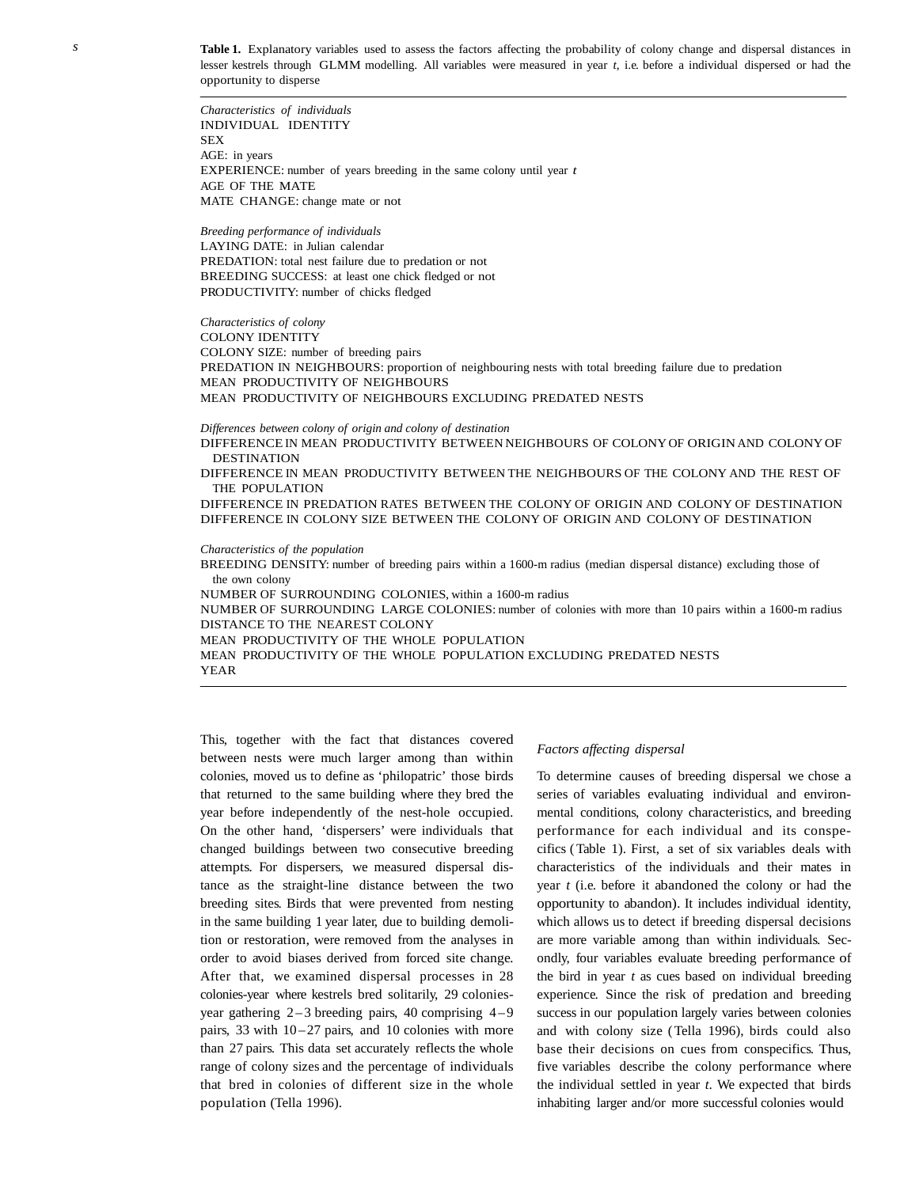**Table 1.** Explanatory variables used to assess the factors affecting the probability of colony change and dispersal distances in lesser kestrels through GLMM modelling. All variables were measured in year *t*, i.e. before a individual dispersed or had the opportunity to disperse

*Characteristics of individuals*
INDIVIDUAL IDENTITY
SEX
AGE: in years
EXPERIENCE: number of years breeding in the same colony until year *t*
AGE OF THE MATE
MATE CHANGE: change mate or not

*Breeding performance of individuals*
LAYING DATE: in Julian calendar
PREDATION: total nest failure due to predation or not
BREEDING SUCCESS: at least one chick fledged or not
PRODUCTIVITY: number of chicks fledged

*Characteristics of colony*
COLONY IDENTITY
COLONY SIZE: number of breeding pairs
PREDATION IN NEIGHBOURS: proportion of neighbouring nests with total breeding failure due to predation
MEAN PRODUCTIVITY OF NEIGHBOURS
MEAN PRODUCTIVITY OF NEIGHBOURS EXCLUDING PREDATED NESTS

*Differences between colony of origin and colony of destination*
DIFFERENCE IN MEAN PRODUCTIVITY BETWEEN NEIGHBOURS OF COLONY OF ORIGIN AND COLONY OF DESTINATION
DIFFERENCE IN MEAN PRODUCTIVITY BETWEEN THE NEIGHBOURS OF THE COLONY AND THE REST OF THE POPULATION
DIFFERENCE IN PREDATION RATES BETWEEN THE COLONY OF ORIGIN AND COLONY OF DESTINATION
DIFFERENCE IN COLONY SIZE BETWEEN THE COLONY OF ORIGIN AND COLONY OF DESTINATION

*Characteristics of the population*
BREEDING DENSITY: number of breeding pairs within a 1600-m radius (median dispersal distance) excluding those of the own colony
NUMBER OF SURROUNDING COLONIES, within a 1600-m radius
NUMBER OF SURROUNDING LARGE COLONIES: number of colonies with more than 10 pairs within a 1600-m radius
DISTANCE TO THE NEAREST COLONY
MEAN PRODUCTIVITY OF THE WHOLE POPULATION
MEAN PRODUCTIVITY OF THE WHOLE POPULATION EXCLUDING PREDATED NESTS
YEAR

This, together with the fact that distances covered between nests were much larger among than within colonies, moved us to define as 'philopatric' those birds that returned to the same building where they bred the year before independently of the nest-hole occupied. On the other hand, 'dispersers' were individuals that changed buildings between two consecutive breeding attempts. For dispersers, we measured dispersal distance as the straight-line distance between the two breeding sites. Birds that were prevented from nesting in the same building 1 year later, due to building demolition or restoration, were removed from the analyses in order to avoid biases derived from forced site change. After that, we examined dispersal processes in 28 colonies-year where kestrels bred solitarily, 29 colonies-year gathering 2–3 breeding pairs, 40 comprising 4–9 pairs, 33 with 10–27 pairs, and 10 colonies with more than 27 pairs. This data set accurately reflects the whole range of colony sizes and the percentage of individuals that bred in colonies of different size in the whole population (Tella 1996).

### *Factors affecting dispersal*

To determine causes of breeding dispersal we chose a series of variables evaluating individual and environmental conditions, colony characteristics, and breeding performance for each individual and its conspecifics (Table 1). First, a set of six variables deals with characteristics of the individuals and their mates in year *t* (i.e. before it abandoned the colony or had the opportunity to abandon). It includes individual identity, which allows us to detect if breeding dispersal decisions are more variable among than within individuals. Secondly, four variables evaluate breeding performance of the bird in year *t* as cues based on individual breeding experience. Since the risk of predation and breeding success in our population largely varies between colonies and with colony size (Tella 1996), birds could also base their decisions on cues from conspecifics. Thus, five variables describe the colony performance where the individual settled in year *t*. We expected that birds inhabiting larger and/or more successful colonies would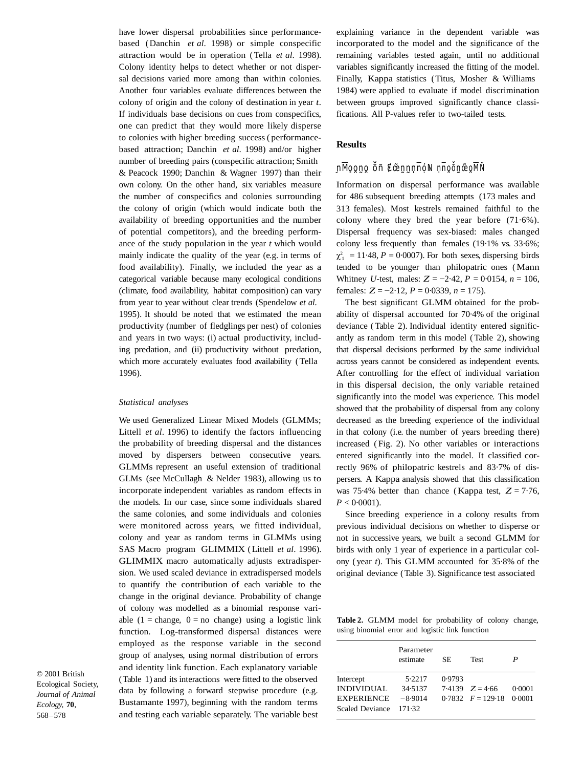have lower dispersal probabilities since performance-based (Danchin *et al*. 1998) or simple conspecific attraction would be in operation (Tella *et al*. 1998). Colony identity helps to detect whether or not dispersal decisions varied more among than within colonies. Another four variables evaluate differences between the colony of origin and the colony of destination in year *t*. If individuals base decisions on cues from conspecifics, one can predict that they would more likely disperse to colonies with higher breeding success (performance-based attraction; Danchin *et al*. 1998) and/or higher number of breeding pairs (conspecific attraction; Smith & Peacock 1990; Danchin & Wagner 1997) than their own colony. On the other hand, six variables measure the number of conspecifics and colonies surrounding the colony of origin (which would indicate both the availability of breeding opportunities and the number of potential competitors), and the breeding performance of the study population in the year *t* which would mainly indicate the quality of the year (e.g. in terms of food availability). Finally, we included the year as a categorical variable because many ecological conditions (climate, food availability, habitat composition) can vary from year to year without clear trends (Spendelow *et al.* 1995). It should be noted that we estimated the mean productivity (number of fledglings per nest) of colonies and years in two ways: (i) actual productivity, including predation, and (ii) productivity without predation, which more accurately evaluates food availability (Tella 1996).

### *Statistical analyses*

We used Generalized Linear Mixed Models (GLMMs; Littell *et al*. 1996) to identify the factors influencing the probability of breeding dispersal and the distances moved by dispersers between consecutive years. GLMMs represent an useful extension of traditional GLMs (see McCullagh & Nelder 1983), allowing us to incorporate independent variables as random effects in the models. In our case, since some individuals shared the same colonies, and some individuals and colonies were monitored across years, we fitted individual, colony and year as random terms in GLMMs using SAS Macro program GLIMMIX (Littell *et al*. 1996). GLIMMIX macro automatically adjusts extradispersion. We used scaled deviance in extradispersed models to quantify the contribution of each variable to the change in the original deviance. Probability of change of colony was modelled as a binomial response variable (1 = change, 0 = no change) using a logistic link function. Log-transformed dispersal distances were employed as the response variable in the second group of analyses, using normal distribution of errors and identity link function. Each explanatory variable (Table 1) and its interactions were fitted to the observed data by following a forward stepwise procedure (e.g. Bustamante 1997), beginning with the random terms and testing each variable separately. The variable best explaining variance in the dependent variable was incorporated to the model and the significance of the remaining variables tested again, until no additional variables significantly increased the fitting of the model. Finally, Kappa statistics (Titus, Mosher & Williams 1984) were applied to evaluate if model discrimination between groups improved significantly chance classifications. All P-values refer to two-tailed tests.

## Results

### PROBABILITY OF BREEDING DISPERSAL

Information on dispersal performance was available for 486 subsequent breeding attempts (173 males and 313 females). Most kestrels remained faithful to the colony where they bred the year before (71·6%). Dispersal frequency was sex-biased: males changed colony less frequently than females (19·1% vs. 33·6%; $\chi^2_1 = 11{\cdot}48$, $P = 0{\cdot}0007$). For both sexes, dispersing birds tended to be younger than philopatric ones (Mann Whitney *U*-test, males: $Z = -2{\cdot}42$, $P = 0{\cdot}0154$, $n = 106$, females: $Z = -2{\cdot}12$, $P = 0{\cdot}0339$, $n = 175$).

The best significant GLMM obtained for the probability of dispersal accounted for 70·4% of the original deviance (Table 2). Individual identity entered significantly as random term in this model (Table 2), showing that dispersal decisions performed by the same individual across years cannot be considered as independent events. After controlling for the effect of individual variation in this dispersal decision, the only variable retained significantly into the model was experience. This model showed that the probability of dispersal from any colony decreased as the breeding experience of the individual in that colony (i.e. the number of years breeding there) increased (Fig. 2). No other variables or interactions entered significantly into the model. It classified correctly 96% of philopatric kestrels and 83·7% of dispersers. A Kappa analysis showed that this classification was 75·4% better than chance (Kappa test, $Z = 7{\cdot}76$, $P < 0{\cdot}0001$).

Since breeding experience in a colony results from previous individual decisions on whether to disperse or not in successive years, we built a second GLMM for birds with only 1 year of experience in a particular colony (year *t*). This GLMM accounted for 35·8% of the original deviance (Table 3). Significance test associated

**Table 2.** GLMM model for probability of colony change, using binomial error and logistic link function

| | Parameter estimate | SE | Test | *P* |
|---|---|---|---|---|
| Intercept | 5·2217 | 0·9793 | | |
| INDIVIDUAL | 34·5137 | 7·4139 | $Z = 4{\cdot}66$ | 0·0001 |
| EXPERIENCE | −8·9014 | 0·7832 | $F = 129{\cdot}18$ | 0·0001 |
| Scaled Deviance | 171·32 | | | |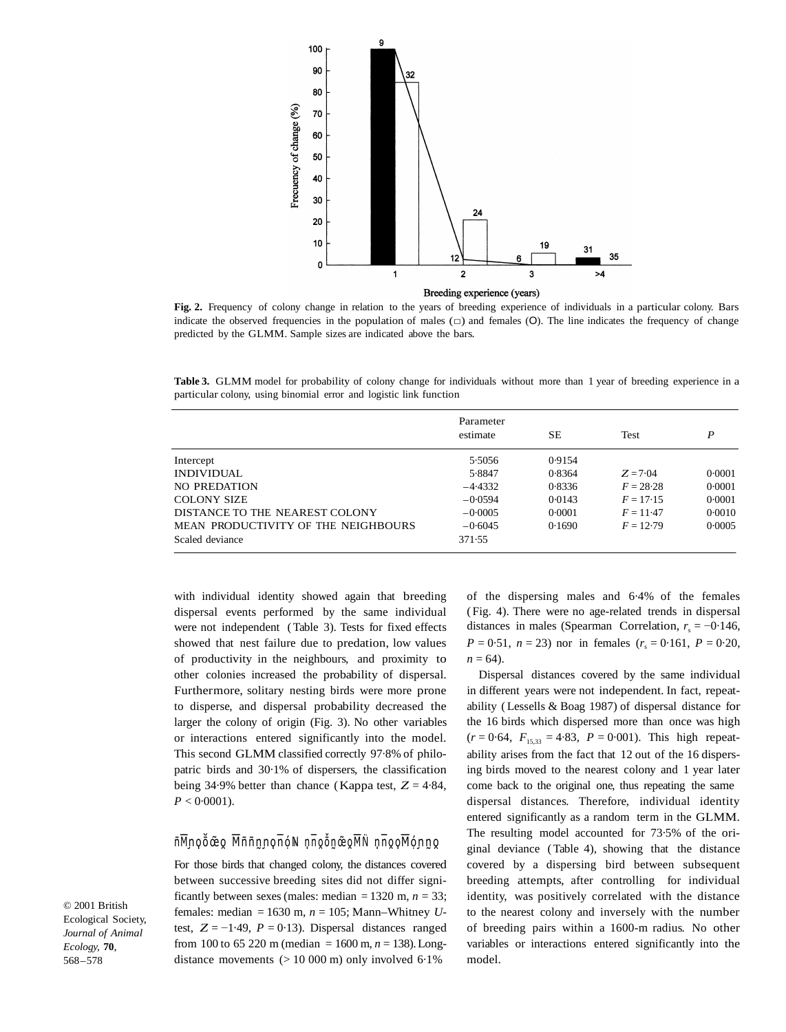**Fig. 2.** Frequency of colony change in relation to the years of breeding experience of individuals in a particular colony. Bars indicate the observed frequencies in the population of males (□) and females (O). The line indicates the frequency of change predicted by the GLMM. Sample sizes are indicated above the bars.

**Table 3.** GLMM model for probability of colony change for individuals without more than 1 year of breeding experience in a particular colony, using binomial error and logistic link function

| | Parameter estimate | SE | Test | *P* |
|---|---|---|---|---|
| Intercept | 5·5056 | 0·9154 | | |
| INDIVIDUAL | 5·8847 | 0·8364 | $Z = 7·04$ | 0·0001 |
| NO PREDATION | −4·4332 | 0·8336 | $F = 28·28$ | 0·0001 |
| COLONY SIZE | −0·0594 | 0·0143 | $F = 17·15$ | 0·0001 |
| DISTANCE TO THE NEAREST COLONY | −0·0005 | 0·0001 | $F = 11·47$ | 0·0010 |
| MEAN PRODUCTIVITY OF THE NEIGHBOURS | −0·6045 | 0·1690 | $F = 12·79$ | 0·0005 |
| Scaled deviance | 371·55 | | | |

with individual identity showed again that breeding dispersal events performed by the same individual were not independent (Table 3). Tests for fixed effects showed that nest failure due to predation, low values of productivity in the neighbours, and proximity to other colonies increased the probability of dispersal. Furthermore, solitary nesting birds were more prone to disperse, and dispersal probability decreased the larger the colony of origin (Fig. 3). No other variables or interactions entered significantly into the model. This second GLMM classified correctly 97·8% of philopatric birds and 30·1% of dispersers, the classification being 34·9% better than chance (Kappa test, $Z = 4·84$, $P < 0·0001$).

## Breeding dispersal distances

For those birds that changed colony, the distances covered between successive breeding sites did not differ significantly between sexes (males: median = 1320 m, $n = 33$; females: median = 1630 m, $n = 105$; Mann–Whitney *U*-test, $Z = -1·49$, $P = 0·13$). Dispersal distances ranged from 100 to 65 220 m (median = 1600 m, $n = 138$). Long-distance movements (> 10 000 m) only involved 6·1% of the dispersing males and 6·4% of the females (Fig. 4). There were no age-related trends in dispersal distances in males (Spearman Correlation, $r_s = -0·146$, $P = 0·51$, $n = 23$) nor in females ($r_s = 0·161$, $P = 0·20$, $n = 64$).

Dispersal distances covered by the same individual in different years were not independent. In fact, repeatability (Lessells & Boag 1987) of dispersal distance for the 16 birds which dispersed more than once was high ($r = 0·64$, $F_{15,33} = 4·83$, $P = 0·001$). This high repeatability arises from the fact that 12 out of the 16 dispersing birds moved to the nearest colony and 1 year later come back to the original one, thus repeating the same dispersal distances. Therefore, individual identity entered significantly as a random term in the GLMM. The resulting model accounted for 73·5% of the original deviance (Table 4), showing that the distance covered by a dispersing bird between subsequent breeding attempts, after controlling for individual identity, was positively correlated with the distance to the nearest colony and inversely with the number of breeding pairs within a 1600-m radius. No other variables or interactions entered significantly into the model.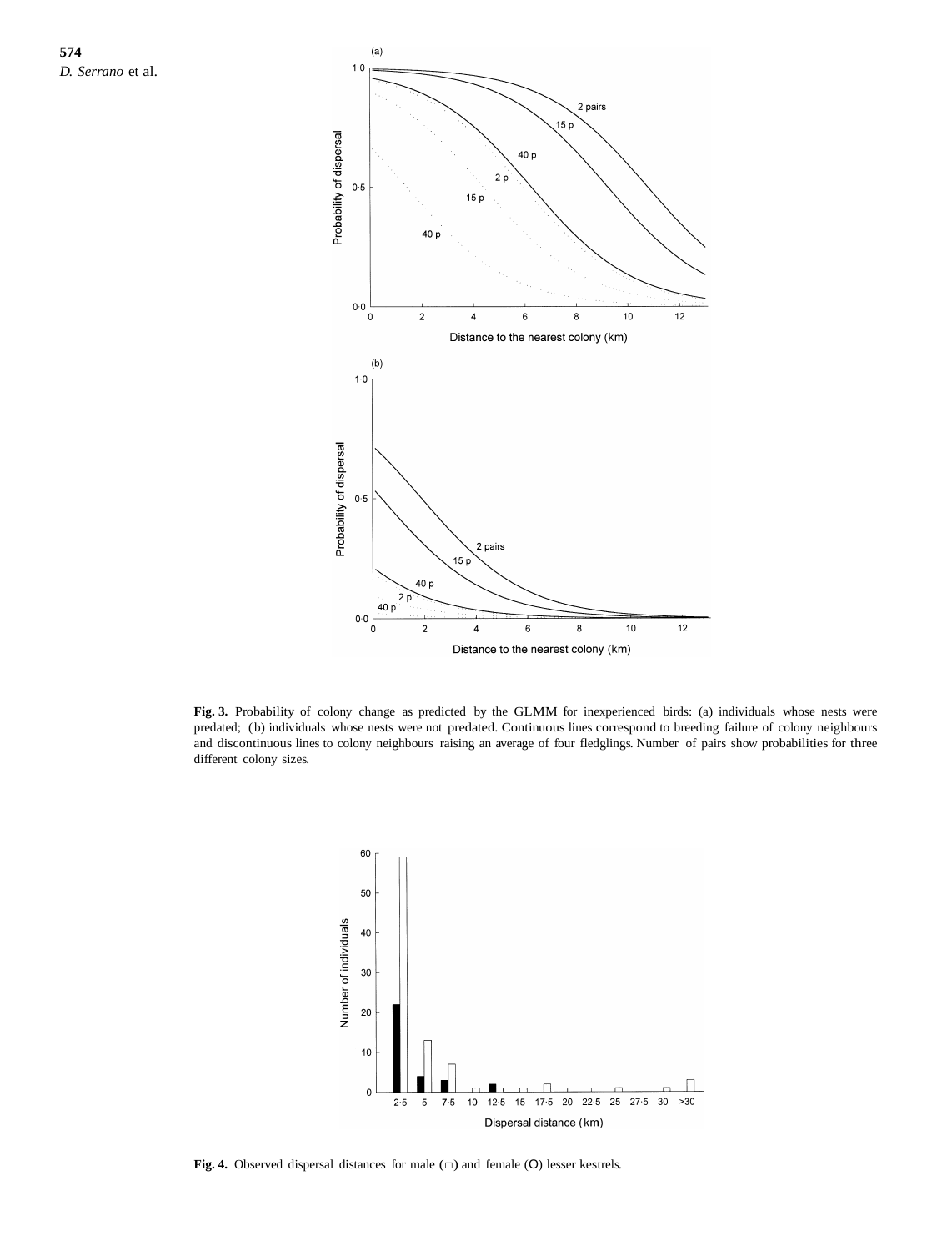**Fig. 3.** Probability of colony change as predicted by the GLMM for inexperienced birds: (a) individuals whose nests were predated; (b) individuals whose nests were not predated. Continuous lines correspond to breeding failure of colony neighbours and discontinuous lines to colony neighbours raising an average of four fledglings. Number of pairs show probabilities for three different colony sizes.

**Fig. 4.** Observed dispersal distances for male (□) and female (O) lesser kestrels.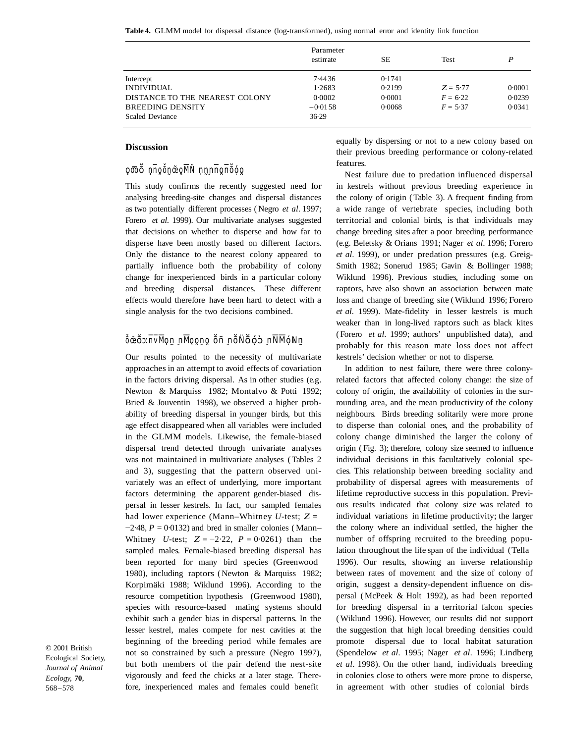**Table 4.** GLMM model for dispersal distance (log-transformed), using normal error and identity link function

| | Parameter estirrate | SE | Test | *P* |
|---|---|---|---|---|
| Intercept | 7·4436 | 0·1741 | | |
| INDIVIDUAL | 1·2683 | 0·2199 | $Z = 5·77$ | 0·0001 |
| DISTANCE TO THE NEAREST COLONY | 0·0002 | 0·0001 | $F = 6·22$ | 0·0239 |
| BREEDING DENSITY | −0·0158 | 0·0068 | $F = 5·37$ | 0·0341 |
| Scaled Deviance | 36·29 | | | |

## Discussion

### ǫϖŏ ņnǫŏŋœǫMŇ ņŋņnǫnŏǫ́ǫ

This study confirms the recently suggested need for analysing breeding-site changes and dispersal distances as two potentially different processes (Negro *et al*. 1997; Forero *et al*. 1999). Our multivariate analyses suggested that decisions on whether to disperse and how far to disperse have been mostly based on different factors. Only the distance to the nearest colony appeared to partially influence both the probability of colony change for inexperienced birds in a particular colony and breeding dispersal distances. These different effects would therefore have been hard to detect with a single analysis for the two decisions combined.

### ŏœŏɔ:nvMǫŋ ņMǫǫŋǫ ŏn ņŏŇŏǫ́ɔ ņNMǫ́Nŋ

Our results pointed to the necessity of multivariate approaches in an attempt to avoid effects of covariation in the factors driving dispersal. As in other studies (e.g. Newton & Marquiss 1982; Montalvo & Potti 1992; Bried & Jouventin 1998), we observed a higher probability of breeding dispersal in younger birds, but this age effect disappeared when all variables were included in the GLMM models. Likewise, the female-biased dispersal trend detected through univariate analyses was not maintained in multivariate analyses (Tables 2 and 3), suggesting that the pattern observed univariately was an effect of underlying, more important factors determining the apparent gender-biased dispersal in lesser kestrels. In fact, our sampled females had lower experience (Mann–Whitney *U*-test; $Z = -2·48$, $P = 0·0132$) and bred in smaller colonies (Mann–Whitney *U*-test; $Z = -2·22$, $P = 0·0261$) than the sampled males. Female-biased breeding dispersal has been reported for many bird species (Greenwood 1980), including raptors (Newton & Marquiss 1982; Korpimäki 1988; Wiklund 1996). According to the resource competition hypothesis (Greenwood 1980), species with resource-based mating systems should exhibit such a gender bias in dispersal patterns. In the lesser kestrel, males compete for nest cavities at the beginning of the breeding period while females are not so constrained by such a pressure (Negro 1997), but both members of the pair defend the nest-site vigorously and feed the chicks at a later stage. Therefore, inexperienced males and females could benefit equally by dispersing or not to a new colony based on their previous breeding performance or colony-related features.

Nest failure due to predation influenced dispersal in kestrels without previous breeding experience in the colony of origin (Table 3). A frequent finding from a wide range of vertebrate species, including both territorial and colonial birds, is that individuals may change breeding sites after a poor breeding performance (e.g. Beletsky & Orians 1991; Nager *et al*. 1996; Forero *et al*. 1999), or under predation pressures (e.g. Greig-Smith 1982; Sonerud 1985; Gavin & Bollinger 1988; Wiklund 1996). Previous studies, including some on raptors, have also shown an association between mate loss and change of breeding site (Wiklund 1996; Forero *et al*. 1999). Mate-fidelity in lesser kestrels is much weaker than in long-lived raptors such as black kites (Forero *et al*. 1999; authors' unpublished data), and probably for this reason mate loss does not affect kestrels' decision whether or not to disperse.

In addition to nest failure, there were three colony-related factors that affected colony change: the size of colony of origin, the availability of colonies in the surrounding area, and the mean productivity of the colony neighbours. Birds breeding solitarily were more prone to disperse than colonial ones, and the probability of colony change diminished the larger the colony of origin (Fig. 3); therefore, colony size seemed to influence individual decisions in this facultatively colonial species. This relationship between breeding sociality and probability of dispersal agrees with measurements of lifetime reproductive success in this population. Previous results indicated that colony size was related to individual variations in lifetime productivity; the larger the colony where an individual settled, the higher the number of offspring recruited to the breeding population throughout the life span of the individual (Tella 1996). Our results, showing an inverse relationship between rates of movement and the size of colony of origin, suggest a density-dependent influence on dispersal (McPeek & Holt 1992), as had been reported for breeding dispersal in a territorial falcon species (Wiklund 1996). However, our results did not support the suggestion that high local breeding densities could promote dispersal due to local habitat saturation (Spendelow *et al*. 1995; Nager *et al*. 1996; Lindberg *et al*. 1998). On the other hand, individuals breeding in colonies close to others were more prone to disperse, in agreement with other studies of colonial birds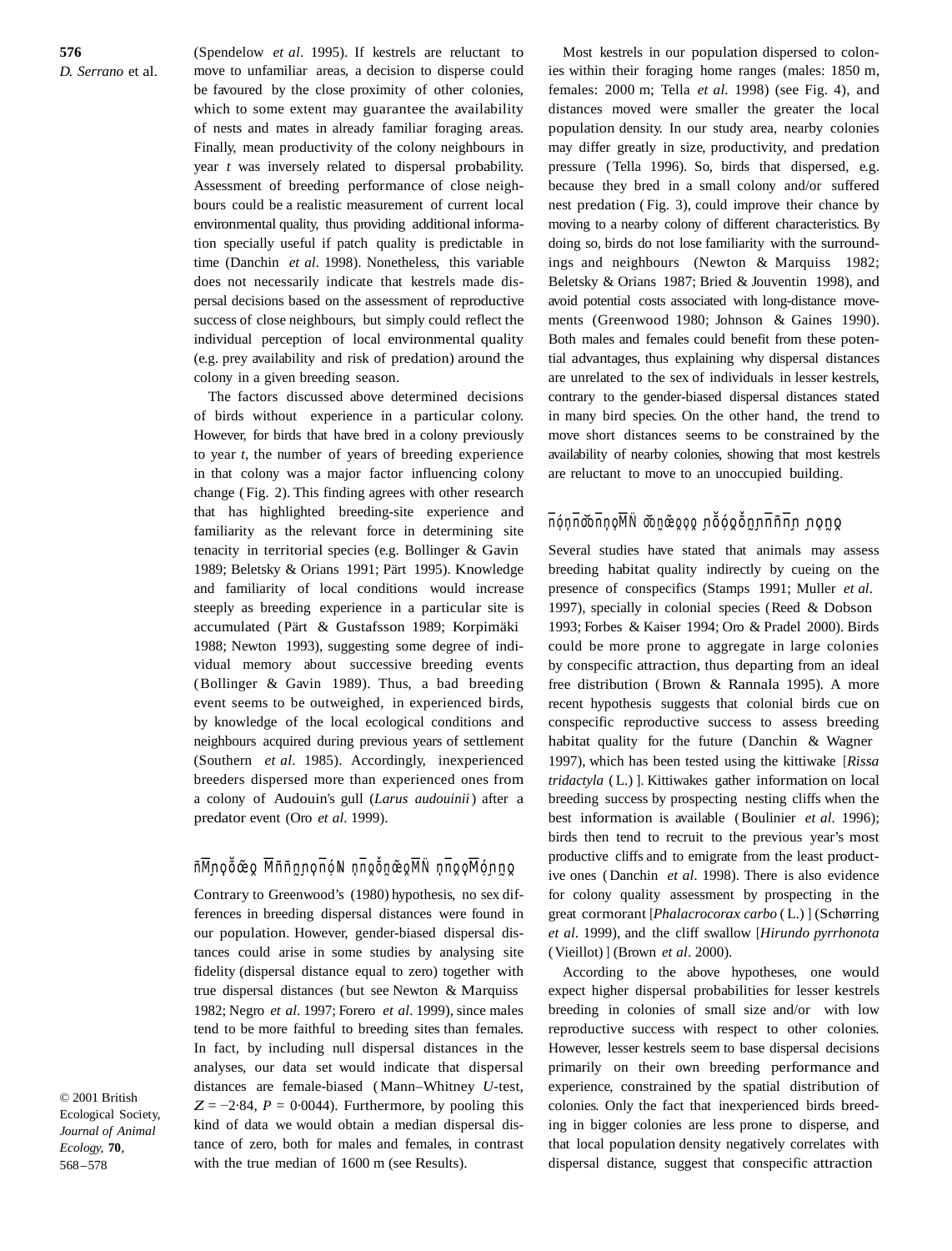(Spendelow *et al*. 1995). If kestrels are reluctant to move to unfamiliar areas, a decision to disperse could be favoured by the close proximity of other colonies, which to some extent may guarantee the availability of nests and mates in already familiar foraging areas. Finally, mean productivity of the colony neighbours in year *t* was inversely related to dispersal probability. Assessment of breeding performance of close neighbours could be a realistic measurement of current local environmental quality, thus providing additional information specially useful if patch quality is predictable in time (Danchin *et al*. 1998). Nonetheless, this variable does not necessarily indicate that kestrels made dispersal decisions based on the assessment of reproductive success of close neighbours, but simply could reflect the individual perception of local environmental quality (e.g. prey availability and risk of predation) around the colony in a given breeding season.

The factors discussed above determined decisions of birds without experience in a particular colony. However, for birds that have bred in a colony previously to year *t*, the number of years of breeding experience in that colony was a major factor influencing colony change (Fig. 2). This finding agrees with other research that has highlighted breeding-site experience and familiarity as the relevant force in determining site tenacity in territorial species (e.g. Bollinger & Gavin 1989; Beletsky & Orians 1991; Pärt 1995). Knowledge and familiarity of local conditions would increase steeply as breeding experience in a particular site is accumulated (Pärt & Gustafsson 1989; Korpimäki 1988; Newton 1993), suggesting some degree of individual memory about successive breeding events (Bollinger & Gavin 1989). Thus, a bad breeding event seems to be outweighed, in experienced birds, by knowledge of the local ecological conditions and neighbours acquired during previous years of settlement (Southern *et al*. 1985). Accordingly, inexperienced breeders dispersed more than experienced ones from a colony of Audouin's gull (*Larus audouinii*) after a predator event (Oro *et al*. 1999).

### Sex-biased dispersal distances

Contrary to Greenwood's (1980) hypothesis, no sex differences in breeding dispersal distances were found in our population. However, gender-biased dispersal distances could arise in some studies by analysing site fidelity (dispersal distance equal to zero) together with true dispersal distances (but see Newton & Marquiss 1982; Negro *et al*. 1997; Forero *et al*. 1999), since males tend to be more faithful to breeding sites than females. In fact, by including null dispersal distances in the analyses, our data set would indicate that dispersal distances are female-biased (Mann–Whitney *U*-test, $Z = -2{\cdot}84$, $P = 0{\cdot}0044$). Furthermore, by pooling this kind of data we would obtain a median dispersal distance of zero, both for males and females, in contrast with the true median of 1600 m (see Results).

Most kestrels in our population dispersed to colonies within their foraging home ranges (males: 1850 m, females: 2000 m; Tella *et al*. 1998) (see Fig. 4), and distances moved were smaller the greater the local population density. In our study area, nearby colonies may differ greatly in size, productivity, and predation pressure (Tella 1996). So, birds that dispersed, e.g. because they bred in a small colony and/or suffered nest predation (Fig. 3), could improve their chance by moving to a nearby colony of different characteristics. By doing so, birds do not lose familiarity with the surroundings and neighbours (Newton & Marquiss 1982; Beletsky & Orians 1987; Bried & Jouventin 1998), and avoid potential costs associated with long-distance movements (Greenwood 1980; Johnson & Gaines 1990). Both males and females could benefit from these potential advantages, thus explaining why dispersal distances are unrelated to the sex of individuals in lesser kestrels, contrary to the gender-biased dispersal distances stated in many bird species. On the other hand, the trend to move short distances seems to be constrained by the availability of nearby colonies, showing that most kestrels are reluctant to move to an unoccupied building.

### Conspecific attraction hypothesis

Several studies have stated that animals may assess breeding habitat quality indirectly by cueing on the presence of conspecifics (Stamps 1991; Muller *et al*. 1997), specially in colonial species (Reed & Dobson 1993; Forbes & Kaiser 1994; Oro & Pradel 2000). Birds could be more prone to aggregate in large colonies by conspecific attraction, thus departing from an ideal free distribution (Brown & Rannala 1995). A more recent hypothesis suggests that colonial birds cue on conspecific reproductive success to assess breeding habitat quality for the future (Danchin & Wagner 1997), which has been tested using the kittiwake [*Rissa tridactyla* (L.)]. Kittiwakes gather information on local breeding success by prospecting nesting cliffs when the best information is available (Boulinier *et al*. 1996); birds then tend to recruit to the previous year's most productive cliffs and to emigrate from the least productive ones (Danchin *et al*. 1998). There is also evidence for colony quality assessment by prospecting in the great cormorant [*Phalacrocorax carbo* (L.)] (Schørring *et al*. 1999), and the cliff swallow [*Hirundo pyrrhonota* (Vieillot)] (Brown *et al*. 2000).

According to the above hypotheses, one would expect higher dispersal probabilities for lesser kestrels breeding in colonies of small size and/or with low reproductive success with respect to other colonies. However, lesser kestrels seem to base dispersal decisions primarily on their own breeding performance and experience, constrained by the spatial distribution of colonies. Only the fact that inexperienced birds breeding in bigger colonies are less prone to disperse, and that local population density negatively correlates with dispersal distance, suggest that conspecific attraction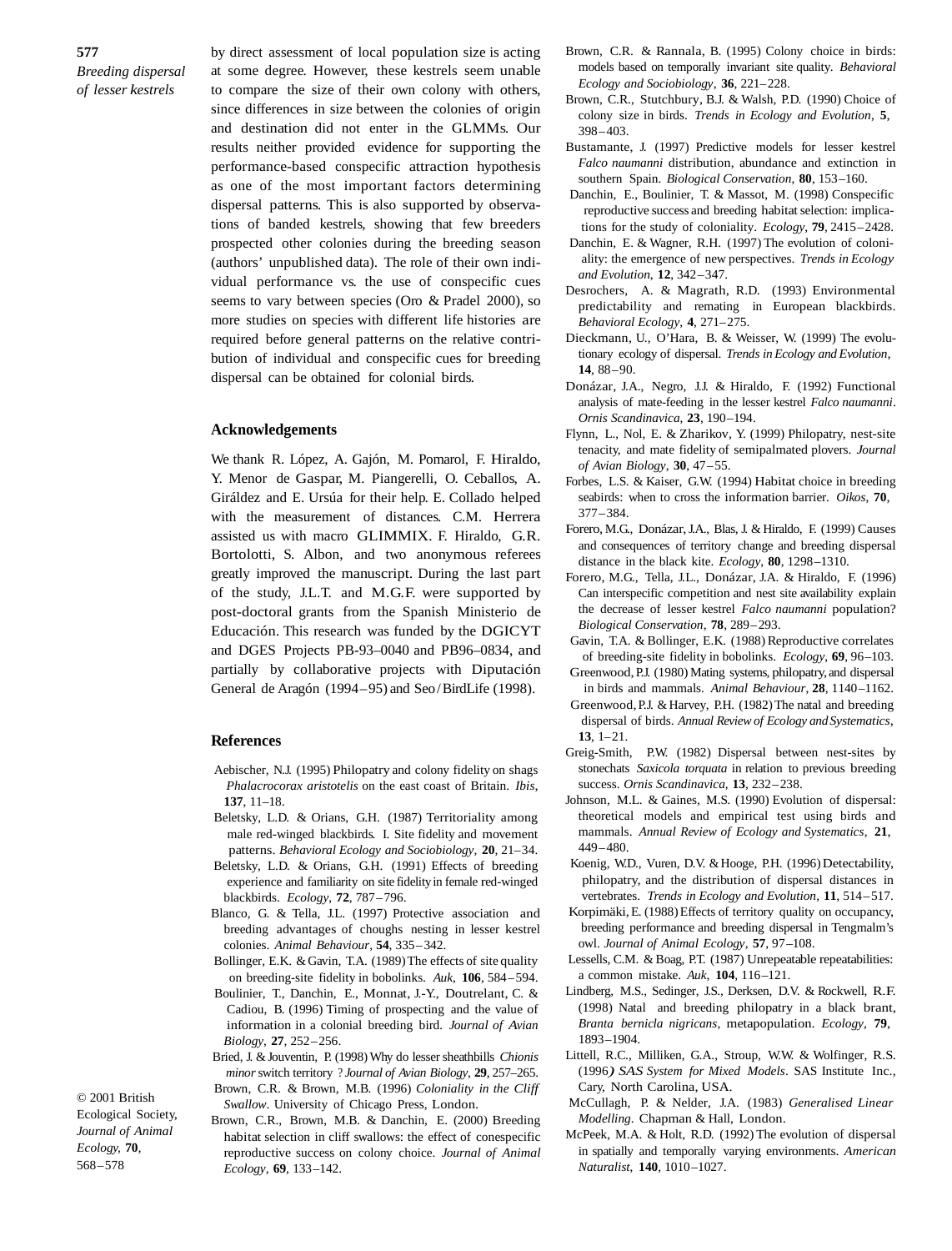by direct assessment of local population size is acting at some degree. However, these kestrels seem unable to compare the size of their own colony with others, since differences in size between the colonies of origin and destination did not enter in the GLMMs. Our results neither provided evidence for supporting the performance-based conspecific attraction hypothesis as one of the most important factors determining dispersal patterns. This is also supported by observations of banded kestrels, showing that few breeders prospected other colonies during the breeding season (authors' unpublished data). The role of their own individual performance vs. the use of conspecific cues seems to vary between species (Oro & Pradel 2000), so more studies on species with different life histories are required before general patterns on the relative contribution of individual and conspecific cues for breeding dispersal can be obtained for colonial birds.

## Acknowledgements

We thank R. López, A. Gajón, M. Pomarol, F. Hiraldo, Y. Menor de Gaspar, M. Piangerelli, O. Ceballos, A. Giráldez and E. Ursúa for their help. E. Collado helped with the measurement of distances. C.M. Herrera assisted us with macro GLIMMIX. F. Hiraldo, G.R. Bortolotti, S. Albon, and two anonymous referees greatly improved the manuscript. During the last part of the study, J.L.T. and M.G.F. were supported by post-doctoral grants from the Spanish Ministerio de Educación. This research was funded by the DGICYT and DGES Projects PB-93–0040 and PB96–0834, and partially by collaborative projects with Diputación General de Aragón (1994–95) and Seo/BirdLife (1998).

## References

Aebischer, N.J. (1995) Philopatry and colony fidelity on shags *Phalacrocorax aristotelis* on the east coast of Britain. *Ibis*, **137**, 11–18.

Beletsky, L.D. & Orians, G.H. (1987) Territoriality among male red-winged blackbirds. I. Site fidelity and movement patterns. *Behavioral Ecology and Sociobiology*, **20**, 21–34.

Beletsky, L.D. & Orians, G.H. (1991) Effects of breeding experience and familiarity on site fidelity in female red-winged blackbirds. *Ecology*, **72**, 787–796.

Blanco, G. & Tella, J.L. (1997) Protective association and breeding advantages of choughs nesting in lesser kestrel colonies. *Animal Behaviour*, **54**, 335–342.

Bollinger, E.K. & Gavin, T.A. (1989) The effects of site quality on breeding-site fidelity in bobolinks. *Auk*, **106**, 584–594.

Boulinier, T., Danchin, E., Monnat, J.-Y., Doutrelant, C. & Cadiou, B. (1996) Timing of prospecting and the value of information in a colonial breeding bird. *Journal of Avian Biology*, **27**, 252–256.

Bried, J. & Jouventin, P. (1998) Why do lesser sheathbills *Chionis minor* switch territory ? *Journal of Avian Biology*, **29**, 257–265.

Brown, C.R. & Brown, M.B. (1996) *Coloniality in the Cliff Swallow*. University of Chicago Press, London.

Brown, C.R., Brown, M.B. & Danchin, E. (2000) Breeding habitat selection in cliff swallows: the effect of conespecific reproductive success on colony choice. *Journal of Animal Ecology*, **69**, 133–142.

Brown, C.R. & Rannala, B. (1995) Colony choice in birds: models based on temporally invariant site quality. *Behavioral Ecology and Sociobiology*, **36**, 221–228.

Brown, C.R., Stutchbury, B.J. & Walsh, P.D. (1990) Choice of colony size in birds. *Trends in Ecology and Evolution*, **5**, 398–403.

Bustamante, J. (1997) Predictive models for lesser kestrel *Falco naumanni* distribution, abundance and extinction in southern Spain. *Biological Conservation*, **80**, 153–160.

Danchin, E., Boulinier, T. & Massot, M. (1998) Conspecific reproductive success and breeding habitat selection: implications for the study of coloniality. *Ecology*, **79**, 2415–2428.

Danchin, E. & Wagner, R.H. (1997) The evolution of coloniality: the emergence of new perspectives. *Trends in Ecology and Evolution*, **12**, 342–347.

Desrochers, A. & Magrath, R.D. (1993) Environmental predictability and remating in European blackbirds. *Behavioral Ecology*, **4**, 271–275.

Dieckmann, U., O'Hara, B. & Weisser, W. (1999) The evolutionary ecology of dispersal. *Trends in Ecology and Evolution*, **14**, 88–90.

Donázar, J.A., Negro, J.J. & Hiraldo, F. (1992) Functional analysis of mate-feeding in the lesser kestrel *Falco naumanni*. *Ornis Scandinavica*, **23**, 190–194.

Flynn, L., Nol, E. & Zharikov, Y. (1999) Philopatry, nest-site tenacity, and mate fidelity of semipalmated plovers. *Journal of Avian Biology*, **30**, 47–55.

Forbes, L.S. & Kaiser, G.W. (1994) Habitat choice in breeding seabirds: when to cross the information barrier. *Oikos*, **70**, 377–384.

Forero, M.G., Donázar, J.A., Blas, J. & Hiraldo, F. (1999) Causes and consequences of territory change and breeding dispersal distance in the black kite. *Ecology*, **80**, 1298–1310.

Forero, M.G., Tella, J.L., Donázar, J.A. & Hiraldo, F. (1996) Can interspecific competition and nest site availability explain the decrease of lesser kestrel *Falco naumanni* population? *Biological Conservation*, **78**, 289–293.

Gavin, T.A. & Bollinger, E.K. (1988) Reproductive correlates of breeding-site fidelity in bobolinks. *Ecology*, **69**, 96–103.

Greenwood, P.J. (1980) Mating systems, philopatry, and dispersal in birds and mammals. *Animal Behaviour*, **28**, 1140–1162.

Greenwood, P.J. & Harvey, P.H. (1982) The natal and breeding dispersal of birds. *Annual Review of Ecology and Systematics*, **13**, 1–21.

Greig-Smith, P.W. (1982) Dispersal between nest-sites by stonechats *Saxicola torquata* in relation to previous breeding success. *Ornis Scandinavica*, **13**, 232–238.

Johnson, M.L. & Gaines, M.S. (1990) Evolution of dispersal: theoretical models and empirical test using birds and mammals. *Annual Review of Ecology and Systematics*, **21**, 449–480.

Koenig, W.D., Vuren, D.V. & Hooge, P.H. (1996) Detectability, philopatry, and the distribution of dispersal distances in vertebrates. *Trends in Ecology and Evolution*, **11**, 514–517.

Korpimäki, E. (1988) Effects of territory quality on occupancy, breeding performance and breeding dispersal in Tengmalm's owl. *Journal of Animal Ecology*, **57**, 97–108.

Lessells, C.M. & Boag, P.T. (1987) Unrepeatable repeatabilities: a common mistake. *Auk*, **104**, 116–121.

Lindberg, M.S., Sedinger, J.S., Derksen, D.V. & Rockwell, R.F. (1998) Natal and breeding philopatry in a black brant, *Branta bernicla nigricans*, metapopulation. *Ecology*, **79**, 1893–1904.

Littell, R.C., Milliken, G.A., Stroup, W.W. & Wolfinger, R.S. (1996) *SAS System for Mixed Models*. SAS Institute Inc., Cary, North Carolina, USA.

McCullagh, P. & Nelder, J.A. (1983) *Generalised Linear Modelling*. Chapman & Hall, London.

McPeek, M.A. & Holt, R.D. (1992) The evolution of dispersal in spatially and temporally varying environments. *American Naturalist*, **140**, 1010–1027.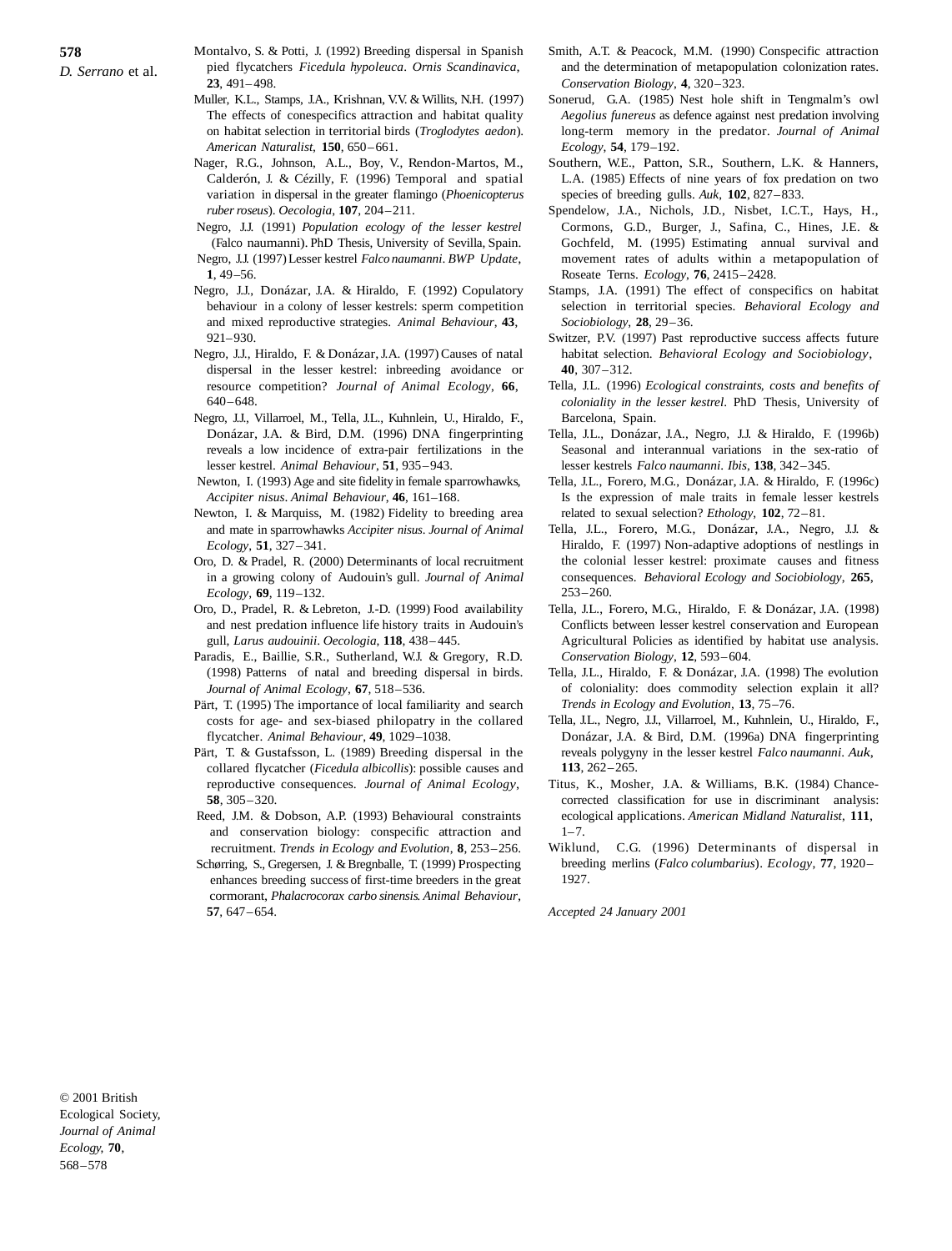Montalvo, S. & Potti, J. (1992) Breeding dispersal in Spanish pied flycatchers *Ficedula hypoleuca*. *Ornis Scandinavica*, **23**, 491–498.

Muller, K.L., Stamps, J.A., Krishnan, V.V. & Willits, N.H. (1997) The effects of conespecifics attraction and habitat quality on habitat selection in territorial birds (*Troglodytes aedon*). *American Naturalist*, **150**, 650–661.

Nager, R.G., Johnson, A.L., Boy, V., Rendon-Martos, M., Calderón, J. & Cézilly, F. (1996) Temporal and spatial variation in dispersal in the greater flamingo (*Phoenicopterus ruber roseus*). *Oecologia*, **107**, 204–211.

Negro, J.J. (1991) *Population ecology of the lesser kestrel* (Falco naumanni). PhD Thesis, University of Sevilla, Spain.

Negro, J.J. (1997) Lesser kestrel *Falco naumanni*. *BWP Update*, **1**, 49–56.

Negro, J.J., Donázar, J.A. & Hiraldo, F. (1992) Copulatory behaviour in a colony of lesser kestrels: sperm competition and mixed reproductive strategies. *Animal Behaviour*, **43**, 921–930.

Negro, J.J., Hiraldo, F. & Donázar, J.A. (1997) Causes of natal dispersal in the lesser kestrel: inbreeding avoidance or resource competition? *Journal of Animal Ecology*, **66**, 640–648.

Negro, J.J., Villarroel, M., Tella, J.L., Kuhnlein, U., Hiraldo, F., Donázar, J.A. & Bird, D.M. (1996) DNA fingerprinting reveals a low incidence of extra-pair fertilizations in the lesser kestrel. *Animal Behaviour*, **51**, 935–943.

Newton, I. (1993) Age and site fidelity in female sparrowhawks, *Accipiter nisus*. *Animal Behaviour*, **46**, 161–168.

Newton, I. & Marquiss, M. (1982) Fidelity to breeding area and mate in sparrowhawks *Accipiter nisus*. *Journal of Animal Ecology*, **51**, 327–341.

Oro, D. & Pradel, R. (2000) Determinants of local recruitment in a growing colony of Audouin's gull. *Journal of Animal Ecology*, **69**, 119–132.

Oro, D., Pradel, R. & Lebreton, J.-D. (1999) Food availability and nest predation influence life history traits in Audouin's gull, *Larus audouinii*. *Oecologia*, **118**, 438–445.

Paradis, E., Baillie, S.R., Sutherland, W.J. & Gregory, R.D. (1998) Patterns of natal and breeding dispersal in birds. *Journal of Animal Ecology*, **67**, 518–536.

Pärt, T. (1995) The importance of local familiarity and search costs for age- and sex-biased philopatry in the collared flycatcher. *Animal Behaviour*, **49**, 1029–1038.

Pärt, T. & Gustafsson, L. (1989) Breeding dispersal in the collared flycatcher (*Ficedula albicollis*): possible causes and reproductive consequences. *Journal of Animal Ecology*, **58**, 305–320.

Reed, J.M. & Dobson, A.P. (1993) Behavioural constraints and conservation biology: conspecific attraction and recruitment. *Trends in Ecology and Evolution*, **8**, 253–256.

Schørring, S., Gregersen, J. & Bregnballe, T. (1999) Prospecting enhances breeding success of first-time breeders in the great cormorant, *Phalacrocorax carbo sinensis*. *Animal Behaviour*, **57**, 647–654.

Smith, A.T. & Peacock, M.M. (1990) Conspecific attraction and the determination of metapopulation colonization rates. *Conservation Biology*, **4**, 320–323.

Sonerud, G.A. (1985) Nest hole shift in Tengmalm's owl *Aegolius funereus* as defence against nest predation involving long-term memory in the predator. *Journal of Animal Ecology*, **54**, 179–192.

Southern, W.E., Patton, S.R., Southern, L.K. & Hanners, L.A. (1985) Effects of nine years of fox predation on two species of breeding gulls. *Auk*, **102**, 827–833.

Spendelow, J.A., Nichols, J.D., Nisbet, I.C.T., Hays, H., Cormons, G.D., Burger, J., Safina, C., Hines, J.E. & Gochfeld, M. (1995) Estimating annual survival and movement rates of adults within a metapopulation of Roseate Terns. *Ecology*, **76**, 2415–2428.

Stamps, J.A. (1991) The effect of conspecifics on habitat selection in territorial species. *Behavioral Ecology and Sociobiology*, **28**, 29–36.

Switzer, P.V. (1997) Past reproductive success affects future habitat selection. *Behavioral Ecology and Sociobiology*, **40**, 307–312.

Tella, J.L. (1996) *Ecological constraints, costs and benefits of coloniality in the lesser kestrel*. PhD Thesis, University of Barcelona, Spain.

Tella, J.L., Donázar, J.A., Negro, J.J. & Hiraldo, F. (1996b) Seasonal and interannual variations in the sex-ratio of lesser kestrels *Falco naumanni*. *Ibis*, **138**, 342–345.

Tella, J.L., Forero, M.G., Donázar, J.A. & Hiraldo, F. (1996c) Is the expression of male traits in female lesser kestrels related to sexual selection? *Ethology*, **102**, 72–81.

Tella, J.L., Forero, M.G., Donázar, J.A., Negro, J.J. & Hiraldo, F. (1997) Non-adaptive adoptions of nestlings in the colonial lesser kestrel: proximate causes and fitness consequences. *Behavioral Ecology and Sociobiology*, **265**, 253–260.

Tella, J.L., Forero, M.G., Hiraldo, F. & Donázar, J.A. (1998) Conflicts between lesser kestrel conservation and European Agricultural Policies as identified by habitat use analysis. *Conservation Biology*, **12**, 593–604.

Tella, J.L., Hiraldo, F. & Donázar, J.A. (1998) The evolution of coloniality: does commodity selection explain it all? *Trends in Ecology and Evolution*, **13**, 75–76.

Tella, J.L., Negro, J.J., Villarroel, M., Kuhnlein, U., Hiraldo, F., Donázar, J.A. & Bird, D.M. (1996a) DNA fingerprinting reveals polygyny in the lesser kestrel *Falco naumanni*. *Auk*, **113**, 262–265.

Titus, K., Mosher, J.A. & Williams, B.K. (1984) Chance-corrected classification for use in discriminant analysis: ecological applications. *American Midland Naturalist*, **111**, 1–7.

Wiklund, C.G. (1996) Determinants of dispersal in breeding merlins (*Falco columbarius*). *Ecology*, **77**, 1920–1927.

*Accepted 24 January 2001*